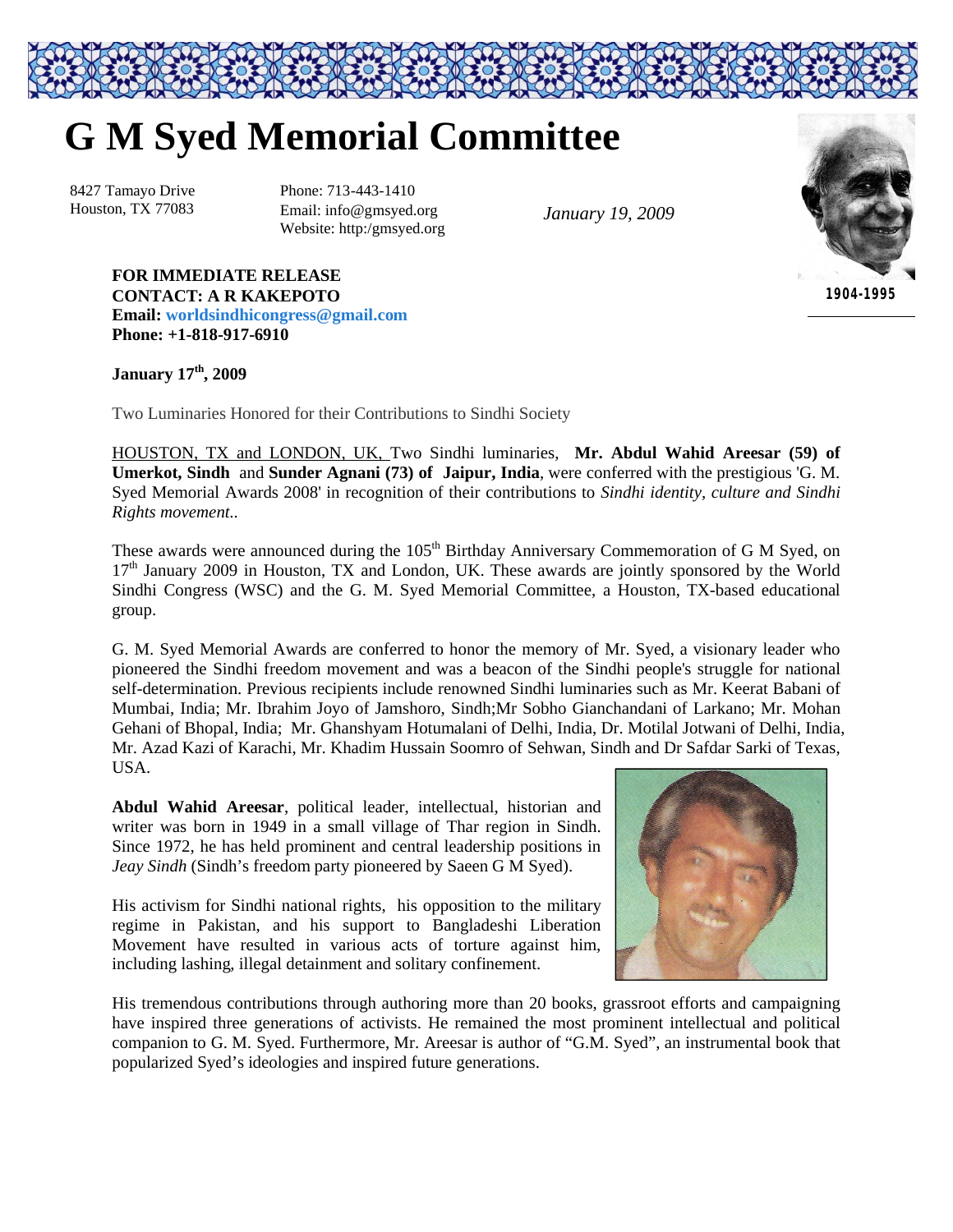# G M Syed Memorial Committee

8427 Tamayo Drive
Houston, TX 77083

Phone: 713-443-1410
Email: info@gmsyed.org
Website: http:/gmsyed.org

*January 19, 2009*

1904-1995

**FOR IMMEDIATE RELEASE**
**CONTACT: A R KAKEPOTO**
**Email: worldsindhicongress@gmail.com**
**Phone: +1-818-917-6910**

**January 17th, 2009**

Two Luminaries Honored for their Contributions to Sindhi Society

HOUSTON, TX and LONDON, UK, Two Sindhi luminaries, **Mr. Abdul Wahid Areesar (59) of Umerkot, Sindh** and **Sunder Agnani (73) of Jaipur, India**, were conferred with the prestigious 'G. M. Syed Memorial Awards 2008' in recognition of their contributions to *Sindhi identity, culture and Sindhi Rights movement..*

These awards were announced during the 105th Birthday Anniversary Commemoration of G M Syed, on 17th January 2009 in Houston, TX and London, UK. These awards are jointly sponsored by the World Sindhi Congress (WSC) and the G. M. Syed Memorial Committee, a Houston, TX-based educational group.

G. M. Syed Memorial Awards are conferred to honor the memory of Mr. Syed, a visionary leader who pioneered the Sindhi freedom movement and was a beacon of the Sindhi people's struggle for national self-determination. Previous recipients include renowned Sindhi luminaries such as Mr. Keerat Babani of Mumbai, India; Mr. Ibrahim Joyo of Jamshoro, Sindh;Mr Sobho Gianchandani of Larkano; Mr. Mohan Gehani of Bhopal, India; Mr. Ghanshyam Hotumalani of Delhi, India, Dr. Motilal Jotwani of Delhi, India, Mr. Azad Kazi of Karachi, Mr. Khadim Hussain Soomro of Sehwan, Sindh and Dr Safdar Sarki of Texas, USA.

**Abdul Wahid Areesar**, political leader, intellectual, historian and writer was born in 1949 in a small village of Thar region in Sindh. Since 1972, he has held prominent and central leadership positions in *Jeay Sindh* (Sindh's freedom party pioneered by Saeen G M Syed).

His activism for Sindhi national rights, his opposition to the military regime in Pakistan, and his support to Bangladeshi Liberation Movement have resulted in various acts of torture against him, including lashing, illegal detainment and solitary confinement.

His tremendous contributions through authoring more than 20 books, grassroot efforts and campaigning have inspired three generations of activists. He remained the most prominent intellectual and political companion to G. M. Syed. Furthermore, Mr. Areesar is author of "G.M. Syed", an instrumental book that popularized Syed's ideologies and inspired future generations.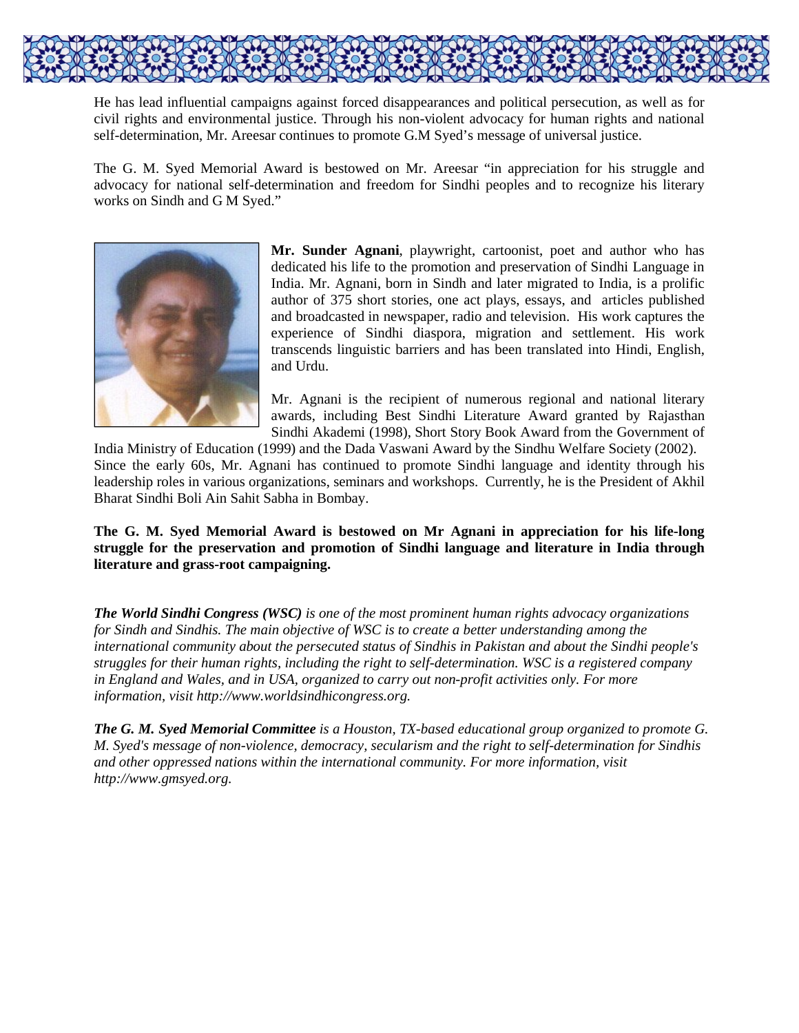He has lead influential campaigns against forced disappearances and political persecution, as well as for civil rights and environmental justice. Through his non-violent advocacy for human rights and national self-determination, Mr. Areesar continues to promote G.M Syed's message of universal justice.

The G. M. Syed Memorial Award is bestowed on Mr. Areesar "in appreciation for his struggle and advocacy for national self-determination and freedom for Sindhi peoples and to recognize his literary works on Sindh and G M Syed."

**Mr. Sunder Agnani**, playwright, cartoonist, poet and author who has dedicated his life to the promotion and preservation of Sindhi Language in India. Mr. Agnani, born in Sindh and later migrated to India, is a prolific author of 375 short stories, one act plays, essays, and articles published and broadcasted in newspaper, radio and television. His work captures the experience of Sindhi diaspora, migration and settlement. His work transcends linguistic barriers and has been translated into Hindi, English, and Urdu.

Mr. Agnani is the recipient of numerous regional and national literary awards, including Best Sindhi Literature Award granted by Rajasthan Sindhi Akademi (1998), Short Story Book Award from the Government of India Ministry of Education (1999) and the Dada Vaswani Award by the Sindhu Welfare Society (2002). Since the early 60s, Mr. Agnani has continued to promote Sindhi language and identity through his leadership roles in various organizations, seminars and workshops. Currently, he is the President of Akhil Bharat Sindhi Boli Ain Sahit Sabha in Bombay.

**The G. M. Syed Memorial Award is bestowed on Mr Agnani in appreciation for his life-long struggle for the preservation and promotion of Sindhi language and literature in India through literature and grass-root campaigning.**

***The World Sindhi Congress (WSC)*** *is one of the most prominent human rights advocacy organizations for Sindh and Sindhis. The main objective of WSC is to create a better understanding among the international community about the persecuted status of Sindhis in Pakistan and about the Sindhi people's struggles for their human rights, including the right to self-determination. WSC is a registered company in England and Wales, and in USA, organized to carry out non-profit activities only. For more information, visit http://www.worldsindhicongress.org.*

***The G. M. Syed Memorial Committee*** *is a Houston, TX-based educational group organized to promote G. M. Syed's message of non-violence, democracy, secularism and the right to self-determination for Sindhis and other oppressed nations within the international community. For more information, visit http://www.gmsyed.org.*